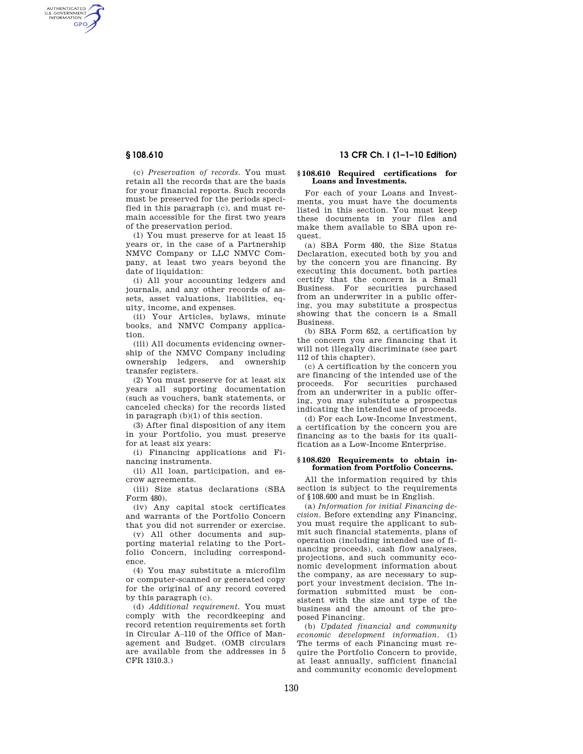(c) *Preservation of records.* You must retain all the records that are the basis for your financial reports. Such records must be preserved for the periods specified in this paragraph (c), and must remain accessible for the first two years of the preservation period.

(1) You must preserve for at least 15 years or, in the case of a Partnership NMVC Company or LLC NMVC Company, at least two years beyond the date of liquidation:

(i) All your accounting ledgers and journals, and any other records of assets, asset valuations, liabilities, equity, income, and expenses.

(ii) Your Articles, bylaws, minute books, and NMVC Company application.

(iii) All documents evidencing ownership of the NMVC Company including ownership ledgers, and ownership transfer registers.

(2) You must preserve for at least six years all supporting documentation (such as vouchers, bank statements, or canceled checks) for the records listed in paragraph (b)(1) of this section.

(3) After final disposition of any item in your Portfolio, you must preserve for at least six years:

(i) Financing applications and Financing instruments.

(ii) All loan, participation, and escrow agreements.

(iii) Size status declarations (SBA Form 480).

(iv) Any capital stock certificates and warrants of the Portfolio Concern that you did not surrender or exercise.

(v) All other documents and supporting material relating to the Portfolio Concern, including correspondence.

(4) You may substitute a microfilm or computer-scanned or generated copy for the original of any record covered by this paragraph (c).

(d) *Additional requirement.* You must comply with the recordkeeping and record retention requirements set forth in Circular A–110 of the Office of Management and Budget. (OMB circulars are available from the addresses in 5 CFR 1310.3.)

### § 108.610 Required certifications for Loans and Investments.

For each of your Loans and Investments, you must have the documents listed in this section. You must keep these documents in your files and make them available to SBA upon request.

(a) SBA Form 480, the Size Status Declaration, executed both by you and by the concern you are financing. By executing this document, both parties certify that the concern is a Small Business. For securities purchased from an underwriter in a public offering, you may substitute a prospectus showing that the concern is a Small Business.

(b) SBA Form 652, a certification by the concern you are financing that it will not illegally discriminate (see part 112 of this chapter).

(c) A certification by the concern you are financing of the intended use of the proceeds. For securities purchased from an underwriter in a public offering, you may substitute a prospectus indicating the intended use of proceeds.

(d) For each Low-Income Investment, a certification by the concern you are financing as to the basis for its qualification as a Low-Income Enterprise.

### § 108.620 Requirements to obtain information from Portfolio Concerns.

All the information required by this section is subject to the requirements of § 108.600 and must be in English.

(a) *Information for initial Financing decision.* Before extending any Financing, you must require the applicant to submit such financial statements, plans of operation (including intended use of financing proceeds), cash flow analyses, projections, and such community economic development information about the company, as are necessary to support your investment decision. The information submitted must be consistent with the size and type of the business and the amount of the proposed Financing.

(b) *Updated financial and community economic development information.* (1) The terms of each Financing must require the Portfolio Concern to provide, at least annually, sufficient financial and community economic development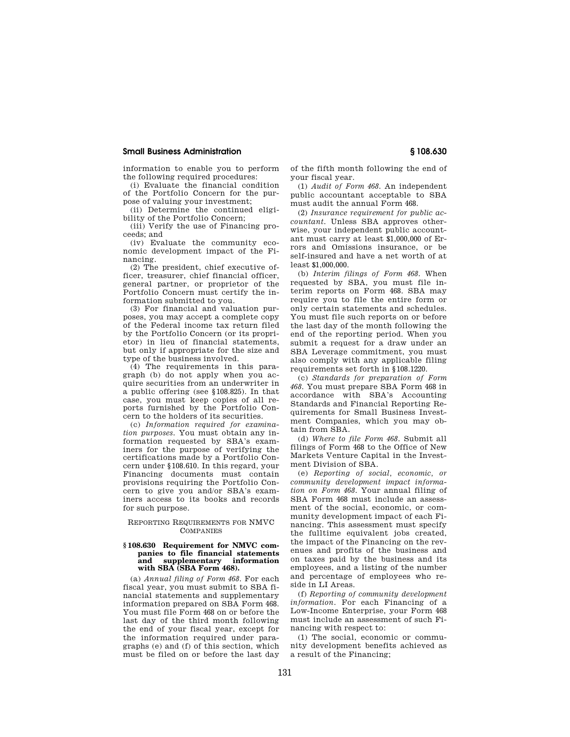information to enable you to perform the following required procedures:

(i) Evaluate the financial condition of the Portfolio Concern for the purpose of valuing your investment;

(ii) Determine the continued eligibility of the Portfolio Concern;

(iii) Verify the use of Financing proceeds; and

(iv) Evaluate the community economic development impact of the Financing.

(2) The president, chief executive officer, treasurer, chief financial officer, general partner, or proprietor of the Portfolio Concern must certify the information submitted to you.

(3) For financial and valuation purposes, you may accept a complete copy of the Federal income tax return filed by the Portfolio Concern (or its proprietor) in lieu of financial statements, but only if appropriate for the size and type of the business involved.

(4) The requirements in this paragraph (b) do not apply when you acquire securities from an underwriter in a public offering (see §108.825). In that case, you must keep copies of all reports furnished by the Portfolio Concern to the holders of its securities.

(c) *Information required for examination purposes.* You must obtain any information requested by SBA's examiners for the purpose of verifying the certifications made by a Portfolio Concern under §108.610. In this regard, your Financing documents must contain provisions requiring the Portfolio Concern to give you and/or SBA's examiners access to its books and records for such purpose.

REPORTING REQUIREMENTS FOR NMVC COMPANIES

### §108.630 Requirement for NMVC companies to file financial statements and supplementary information with SBA (SBA Form 468).

(a) *Annual filing of Form 468.* For each fiscal year, you must submit to SBA financial statements and supplementary information prepared on SBA Form 468. You must file Form 468 on or before the last day of the third month following the end of your fiscal year, except for the information required under paragraphs (e) and (f) of this section, which must be filed on or before the last day of the fifth month following the end of your fiscal year.

(1) *Audit of Form 468.* An independent public accountant acceptable to SBA must audit the annual Form 468.

(2) *Insurance requirement for public accountant.* Unless SBA approves otherwise, your independent public accountant must carry at least $1,000,000 of Errors and Omissions insurance, or be self-insured and have a net worth of at least $1,000,000.

(b) *Interim filings of Form 468.* When requested by SBA, you must file interim reports on Form 468. SBA may require you to file the entire form or only certain statements and schedules. You must file such reports on or before the last day of the month following the end of the reporting period. When you submit a request for a draw under an SBA Leverage commitment, you must also comply with any applicable filing requirements set forth in §108.1220.

(c) *Standards for preparation of Form 468.* You must prepare SBA Form 468 in accordance with SBA's Accounting Standards and Financial Reporting Requirements for Small Business Investment Companies, which you may obtain from SBA.

(d) *Where to file Form 468.* Submit all filings of Form 468 to the Office of New Markets Venture Capital in the Investment Division of SBA.

(e) *Reporting of social, economic, or community development impact information on Form 468.* Your annual filing of SBA Form 468 must include an assessment of the social, economic, or community development impact of each Financing. This assessment must specify the fulltime equivalent jobs created, the impact of the Financing on the revenues and profits of the business and on taxes paid by the business and its employees, and a listing of the number and percentage of employees who reside in LI Areas.

(f) *Reporting of community development information.* For each Financing of a Low-Income Enterprise, your Form 468 must include an assessment of such Financing with respect to:

(1) The social, economic or community development benefits achieved as a result of the Financing;